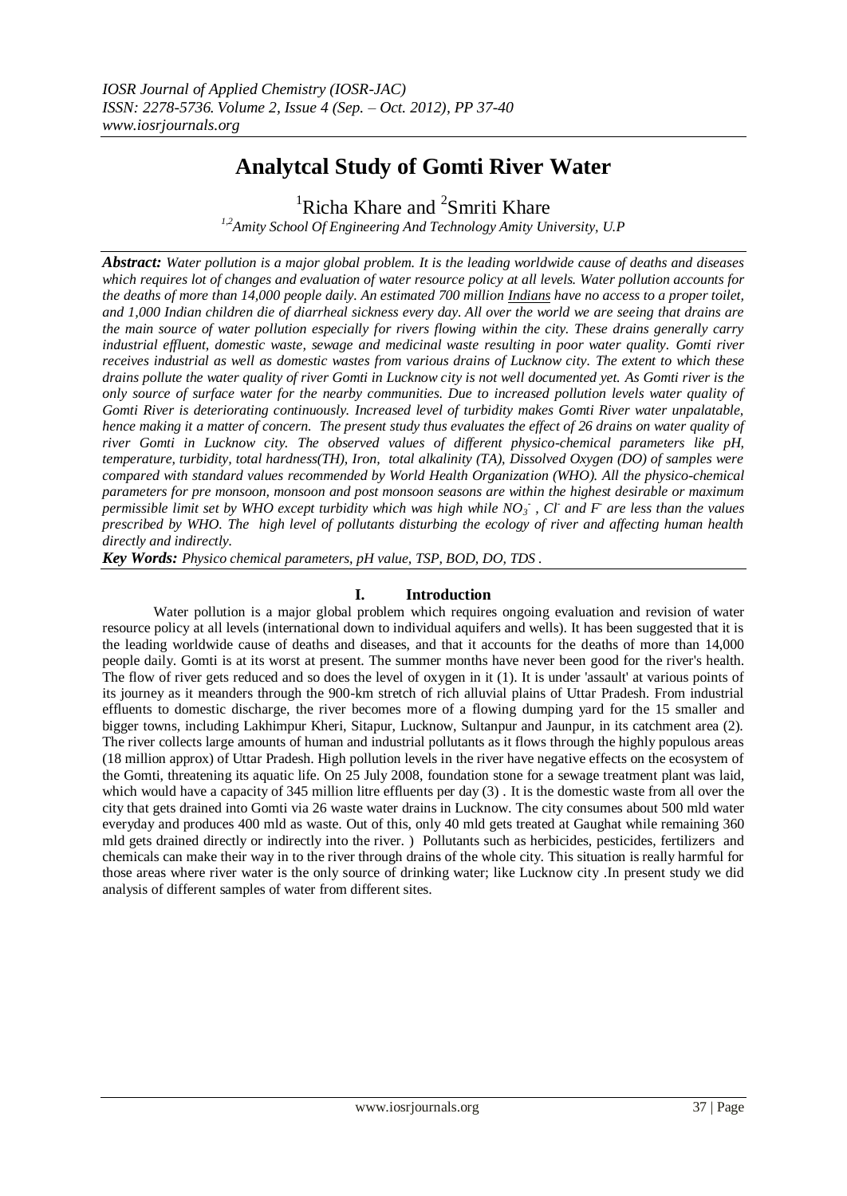# Analytcal Study of Gomti River Water

Richa Khare[1] and Smriti Khare[2]

*[1,2]Amity School Of Engineering And Technology Amity University, U.P*

***Abstract:*** *Water pollution is a major global problem. It is the leading worldwide cause of deaths and diseases which requires lot of changes and evaluation of water resource policy at all levels. Water pollution accounts for the deaths of more than 14,000 people daily. An estimated 700 million Indians have no access to a proper toilet, and 1,000 Indian children die of diarrheal sickness every day. All over the world we are seeing that drains are the main source of water pollution especially for rivers flowing within the city. These drains generally carry industrial effluent, domestic waste, sewage and medicinal waste resulting in poor water quality. Gomti river receives industrial as well as domestic wastes from various drains of Lucknow city. The extent to which these drains pollute the water quality of river Gomti in Lucknow city is not well documented yet. As Gomti river is the only source of surface water for the nearby communities. Due to increased pollution levels water quality of Gomti River is deteriorating continuously. Increased level of turbidity makes Gomti River water unpalatable, hence making it a matter of concern. The present study thus evaluates the effect of 26 drains on water quality of river Gomti in Lucknow city. The observed values of different physico-chemical parameters like pH, temperature, turbidity, total hardness(TH), Iron, total alkalinity (TA), Dissolved Oxygen (DO) of samples were compared with standard values recommended by World Health Organization (WHO). All the physico-chemical parameters for pre monsoon, monsoon and post monsoon seasons are within the highest desirable or maximum permissible limit set by WHO except turbidity which was high while $NO_3^-$, $Cl^-$ and $F^-$ are less than the values prescribed by WHO. The high level of pollutants disturbing the ecology of river and affecting human health directly and indirectly.*

***Key Words:*** *Physico chemical parameters, pH value, TSP, BOD, DO, TDS .*

## I. Introduction

Water pollution is a major global problem which requires ongoing evaluation and revision of water resource policy at all levels (international down to individual aquifers and wells). It has been suggested that it is the leading worldwide cause of deaths and diseases, and that it accounts for the deaths of more than 14,000 people daily. Gomti is at its worst at present. The summer months have never been good for the river's health. The flow of river gets reduced and so does the level of oxygen in it (1). It is under 'assault' at various points of its journey as it meanders through the 900-km stretch of rich alluvial plains of Uttar Pradesh. From industrial effluents to domestic discharge, the river becomes more of a flowing dumping yard for the 15 smaller and bigger towns, including Lakhimpur Kheri, Sitapur, Lucknow, Sultanpur and Jaunpur, in its catchment area (2). The river collects large amounts of human and industrial pollutants as it flows through the highly populous areas (18 million approx) of Uttar Pradesh. High pollution levels in the river have negative effects on the ecosystem of the Gomti, threatening its aquatic life. On 25 July 2008, foundation stone for a sewage treatment plant was laid, which would have a capacity of 345 million litre effluents per day (3) . It is the domestic waste from all over the city that gets drained into Gomti via 26 waste water drains in Lucknow. The city consumes about 500 mld water everyday and produces 400 mld as waste. Out of this, only 40 mld gets treated at Gaughat while remaining 360 mld gets drained directly or indirectly into the river. ) Pollutants such as herbicides, pesticides, fertilizers and chemicals can make their way in to the river through drains of the whole city. This situation is really harmful for those areas where river water is the only source of drinking water; like Lucknow city .In present study we did analysis of different samples of water from different sites.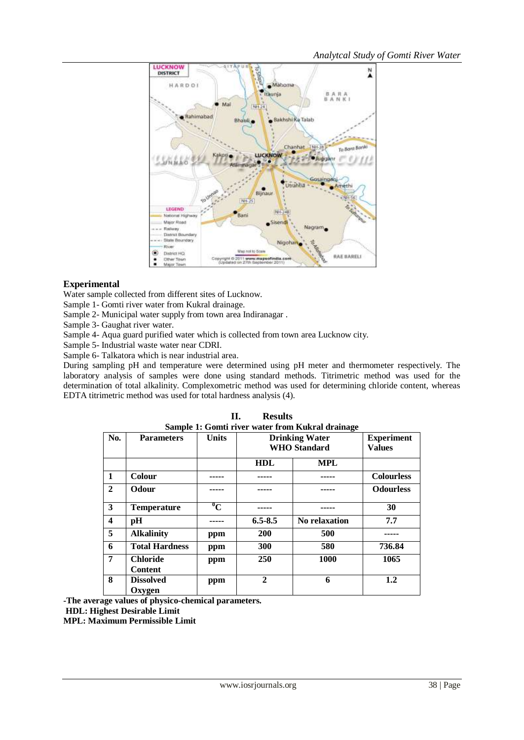## Experimental

Water sample collected from different sites of Lucknow.

Sample 1- Gomti river water from Kukral drainage.

Sample 2- Municipal water supply from town area Indiranagar .

Sample 3- Gaughat river water.

Sample 4- Aqua guard purified water which is collected from town area Lucknow city.

Sample 5- Industrial waste water near CDRI.

Sample 6- Talkatora which is near industrial area.

During sampling pH and temperature were determined using pH meter and thermometer respectively. The laboratory analysis of samples were done using standard methods. Titrimetric method was used for the determination of total alkalinity. Complexometric method was used for determining chloride content, whereas EDTA titrimetric method was used for total hardness analysis (4).

## II. Results

**Sample 1: Gomti river water from Kukral drainage**

| No. | Parameters | Units | Drinking Water WHO Standard | | Experiment Values |
|---|---|---|---|---|---|
| | | | HDL | MPL | |
| 1 | Colour | ----- | ----- | ----- | Colourless |
| 2 | Odour | ----- | ----- | ----- | Odourless |
| 3 | Temperature | $^0$C | ----- | ----- | 30 |
| 4 | pH | ----- | 6.5-8.5 | No relaxation | 7.7 |
| 5 | Alkalinity | ppm | 200 | 500 | ----- |
| 6 | Total Hardness | ppm | 300 | 580 | 736.84 |
| 7 | Chloride Content | ppm | 250 | 1000 | 1065 |
| 8 | Dissolved Oxygen | ppm | 2 | 6 | 1.2 |

**-The average values of physico-chemical parameters.**

**HDL: Highest Desirable Limit**

**MPL: Maximum Permissible Limit**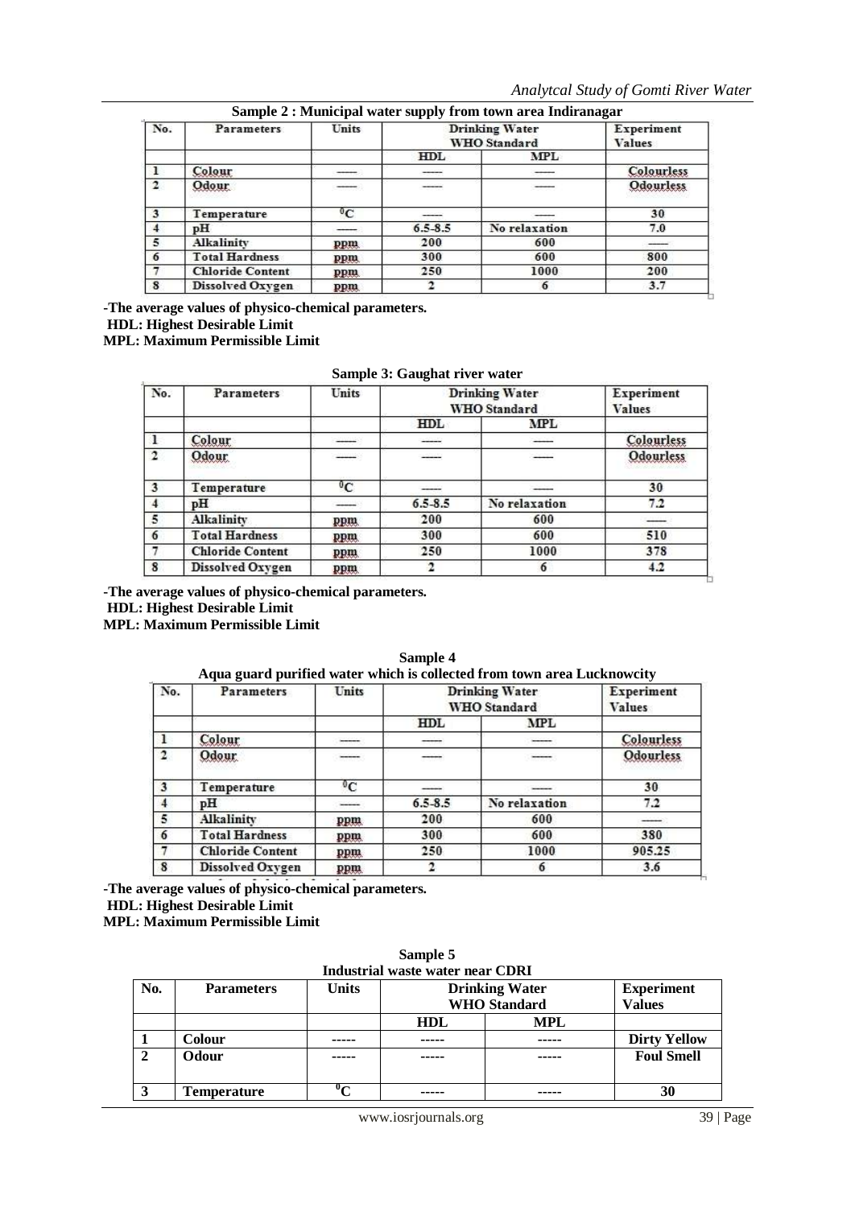**Sample 2 : Municipal water supply from town area Indiranagar**

| No. | Parameters | Units | Drinking Water WHO Standard | | Experiment Values |
|---|---|---|---|---|---|
| | | | HDL | MPL | |
| 1 | Colour | ----- | ----- | ----- | Colourless |
| 2 | Odour | ----- | ----- | ----- | Odourless |
| 3 | Temperature | $^0C$ | ----- | ----- | 30 |
| 4 | pH | ----- | 6.5-8.5 | No relaxation | 7.0 |
| 5 | Alkalinity | ppm | 200 | 600 | ----- |
| 6 | Total Hardness | ppm | 300 | 600 | 800 |
| 7 | Chloride Content | ppm | 250 | 1000 | 200 |
| 8 | Dissolved Oxygen | ppm | 2 | 6 | 3.7 |

**-The average values of physico-chemical parameters.**
**HDL: Highest Desirable Limit**
**MPL: Maximum Permissible Limit**

**Sample 3: Gaughat river water**

| No. | Parameters | Units | Drinking Water WHO Standard | | Experiment Values |
|---|---|---|---|---|---|
| | | | HDL | MPL | |
| 1 | Colour | ----- | ----- | ----- | Colourless |
| 2 | Odour | ----- | ----- | ----- | Odourless |
| 3 | Temperature | $^0C$ | ----- | ----- | 30 |
| 4 | pH | ----- | 6.5-8.5 | No relaxation | 7.2 |
| 5 | Alkalinity | ppm | 200 | 600 | ----- |
| 6 | Total Hardness | ppm | 300 | 600 | 510 |
| 7 | Chloride Content | ppm | 250 | 1000 | 378 |
| 8 | Dissolved Oxygen | ppm | 2 | 6 | 4.2 |

**-The average values of physico-chemical parameters.**
**HDL: Highest Desirable Limit**
**MPL: Maximum Permissible Limit**

**Sample 4**
**Aqua guard purified water which is collected from town area Lucknowcity**

| No. | Parameters | Units | Drinking Water WHO Standard | | Experiment Values |
|---|---|---|---|---|---|
| | | | HDL | MPL | |
| 1 | Colour | ----- | ----- | ----- | Colourless |
| 2 | Odour | ----- | ----- | ----- | Odourless |
| 3 | Temperature | $^0C$ | ----- | ----- | 30 |
| 4 | pH | ----- | 6.5-8.5 | No relaxation | 7.2 |
| 5 | Alkalinity | ppm | 200 | 600 | ----- |
| 6 | Total Hardness | ppm | 300 | 600 | 380 |
| 7 | Chloride Content | ppm | 250 | 1000 | 905.25 |
| 8 | Dissolved Oxygen | ppm | 2 | 6 | 3.6 |

**-The average values of physico-chemical parameters.**
**HDL: Highest Desirable Limit**
**MPL: Maximum Permissible Limit**

**Sample 5**
**Industrial waste water near CDRI**

| No. | Parameters | Units | Drinking Water WHO Standard | | Experiment Values |
|---|---|---|---|---|---|
| | | | HDL | MPL | |
| 1 | Colour | ----- | ----- | ----- | Dirty Yellow |
| 2 | Odour | ----- | ----- | ----- | Foul Smell |
| 3 | Temperature | $^0C$ | ----- | ----- | 30 |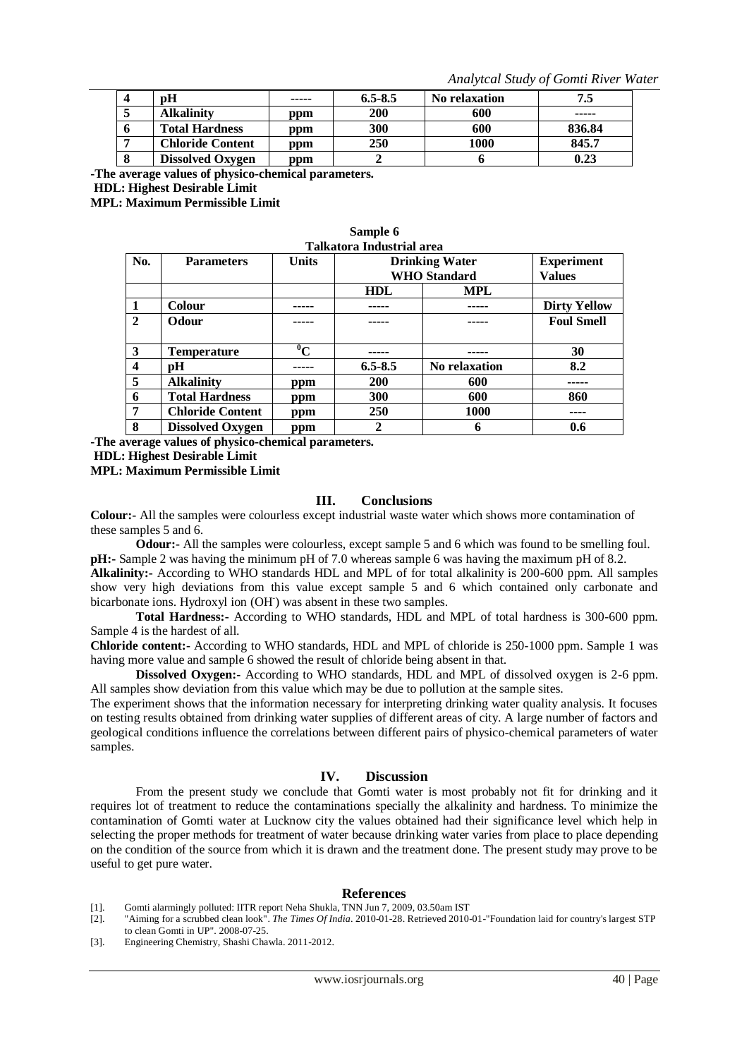| 4 | pH | ----- | 6.5-8.5 | No relaxation | 7.5 |
|---|---|---|---|---|---|
| 5 | Alkalinity | ppm | 200 | 600 | ----- |
| 6 | Total Hardness | ppm | 300 | 600 | 836.84 |
| 7 | Chloride Content | ppm | 250 | 1000 | 845.7 |
| 8 | Dissolved Oxygen | ppm | 2 | 6 | 0.23 |

**-The average values of physico-chemical parameters.**
**HDL: Highest Desirable Limit**
**MPL: Maximum Permissible Limit**

**Sample 6**
**Talkatora Industrial area**

| No. | Parameters | Units | Drinking Water WHO Standard | | Experiment Values |
|---|---|---|---|---|---|
| | | | HDL | MPL | |
| 1 | Colour | ----- | ----- | ----- | Dirty Yellow |
| 2 | Odour | ----- | ----- | ----- | Foul Smell |
| 3 | Temperature | $^0$C | ----- | ----- | 30 |
| 4 | pH | ----- | 6.5-8.5 | No relaxation | 8.2 |
| 5 | Alkalinity | ppm | 200 | 600 | ----- |
| 6 | Total Hardness | ppm | 300 | 600 | 860 |
| 7 | Chloride Content | ppm | 250 | 1000 | ---- |
| 8 | Dissolved Oxygen | ppm | 2 | 6 | 0.6 |

**-The average values of physico-chemical parameters.**
**HDL: Highest Desirable Limit**
**MPL: Maximum Permissible Limit**

## III. Conclusions

**Colour:-** All the samples were colourless except industrial waste water which shows more contamination of these samples 5 and 6.

**Odour:-** All the samples were colourless, except sample 5 and 6 which was found to be smelling foul.

**pH:-** Sample 2 was having the minimum pH of 7.0 whereas sample 6 was having the maximum pH of 8.2.

**Alkalinity:-** According to WHO standards HDL and MPL of for total alkalinity is 200-600 ppm. All samples show very high deviations from this value except sample 5 and 6 which contained only carbonate and bicarbonate ions. Hydroxyl ion ($OH^-$) was absent in these two samples.

**Total Hardness:-** According to WHO standards, HDL and MPL of total hardness is 300-600 ppm. Sample 4 is the hardest of all.

**Chloride content:-** According to WHO standards, HDL and MPL of chloride is 250-1000 ppm. Sample 1 was having more value and sample 6 showed the result of chloride being absent in that.

**Dissolved Oxygen:-** According to WHO standards, HDL and MPL of dissolved oxygen is 2-6 ppm. All samples show deviation from this value which may be due to pollution at the sample sites.

The experiment shows that the information necessary for interpreting drinking water quality analysis. It focuses on testing results obtained from drinking water supplies of different areas of city. A large number of factors and geological conditions influence the correlations between different pairs of physico-chemical parameters of water samples.

## IV. Discussion

From the present study we conclude that Gomti water is most probably not fit for drinking and it requires lot of treatment to reduce the contaminations specially the alkalinity and hardness. To minimize the contamination of Gomti water at Lucknow city the values obtained had their significance level which help in selecting the proper methods for treatment of water because drinking water varies from place to place depending on the condition of the source from which it is drawn and the treatment done. The present study may prove to be useful to get pure water.

## References

[1]. Gomti alarmingly polluted: IITR report Neha Shukla, TNN Jun 7, 2009, 03.50am IST
[2]. "Aiming for a scrubbed clean look". *The Times Of India*. 2010-01-28. Retrieved 2010-01-"Foundation laid for country's largest STP to clean Gomti in UP". 2008-07-25.
[3]. Engineering Chemistry, Shashi Chawla. 2011-2012.